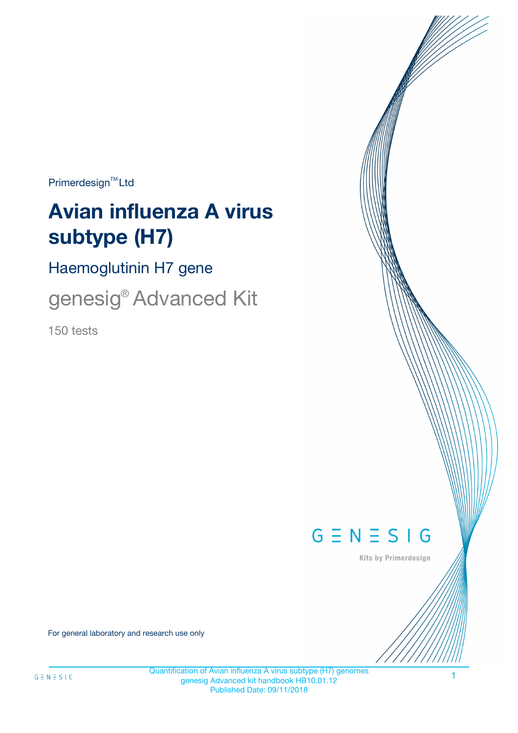Primerdesign™ Ltd

# Avian influenza A virus subtype (H7)

## Haemoglutinin H7 gene

## genesig® Advanced Kit

150 tests

GENESIG

Kits by Primerdesign

For general laboratory and research use only

Quantification of Avian influenza A virus subtype (H7) genomes
genesig Advanced kit handbook HB10.01.12
Published Date: 09/11/2018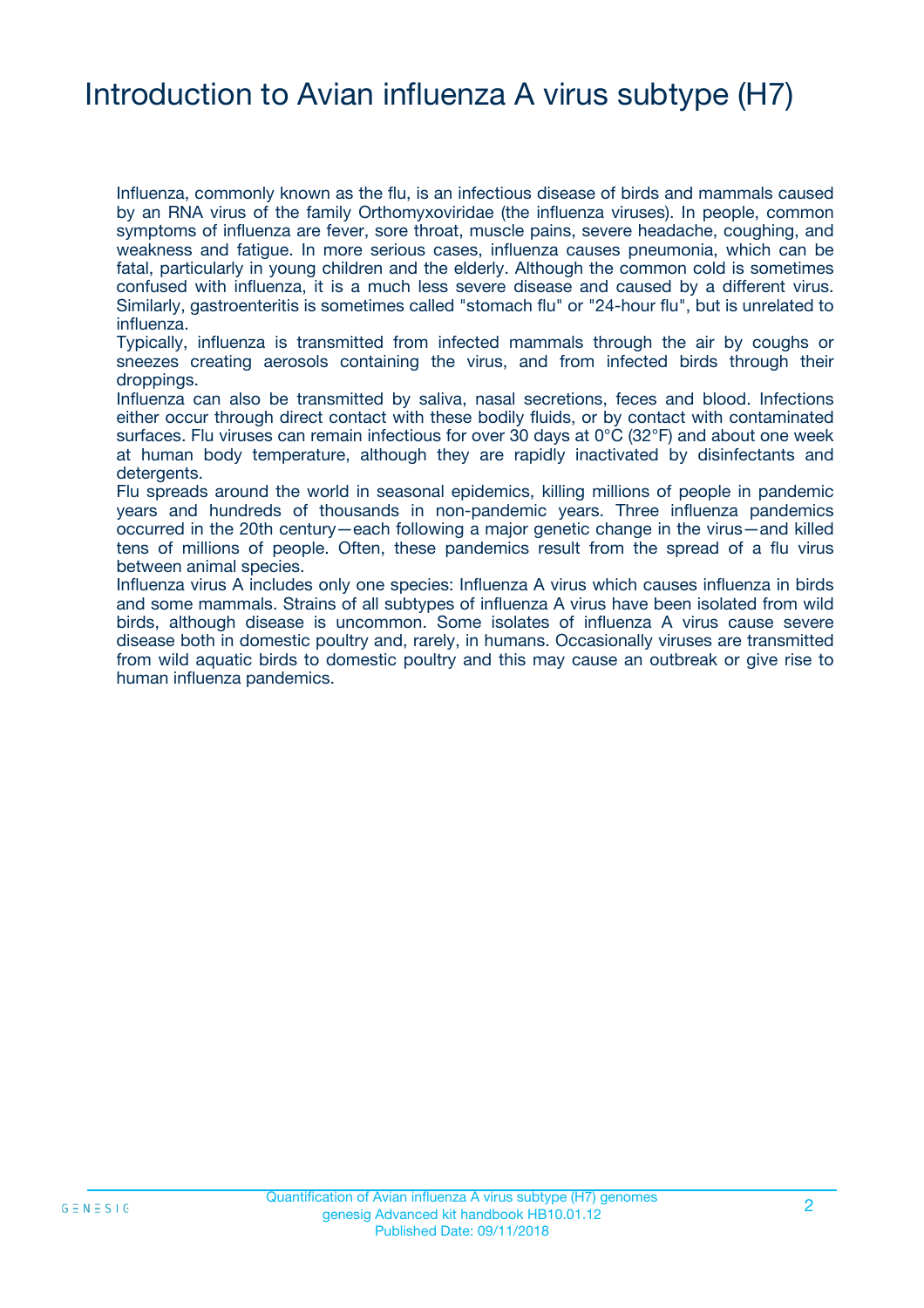# Introduction to Avian influenza A virus subtype (H7)

Influenza, commonly known as the flu, is an infectious disease of birds and mammals caused by an RNA virus of the family Orthomyxoviridae (the influenza viruses). In people, common symptoms of influenza are fever, sore throat, muscle pains, severe headache, coughing, and weakness and fatigue. In more serious cases, influenza causes pneumonia, which can be fatal, particularly in young children and the elderly. Although the common cold is sometimes confused with influenza, it is a much less severe disease and caused by a different virus. Similarly, gastroenteritis is sometimes called "stomach flu" or "24-hour flu", but is unrelated to influenza.

Typically, influenza is transmitted from infected mammals through the air by coughs or sneezes creating aerosols containing the virus, and from infected birds through their droppings.

Influenza can also be transmitted by saliva, nasal secretions, feces and blood. Infections either occur through direct contact with these bodily fluids, or by contact with contaminated surfaces. Flu viruses can remain infectious for over 30 days at 0°C (32°F) and about one week at human body temperature, although they are rapidly inactivated by disinfectants and detergents.

Flu spreads around the world in seasonal epidemics, killing millions of people in pandemic years and hundreds of thousands in non-pandemic years. Three influenza pandemics occurred in the 20th century—each following a major genetic change in the virus—and killed tens of millions of people. Often, these pandemics result from the spread of a flu virus between animal species.

Influenza virus A includes only one species: Influenza A virus which causes influenza in birds and some mammals. Strains of all subtypes of influenza A virus have been isolated from wild birds, although disease is uncommon. Some isolates of influenza A virus cause severe disease both in domestic poultry and, rarely, in humans. Occasionally viruses are transmitted from wild aquatic birds to domestic poultry and this may cause an outbreak or give rise to human influenza pandemics.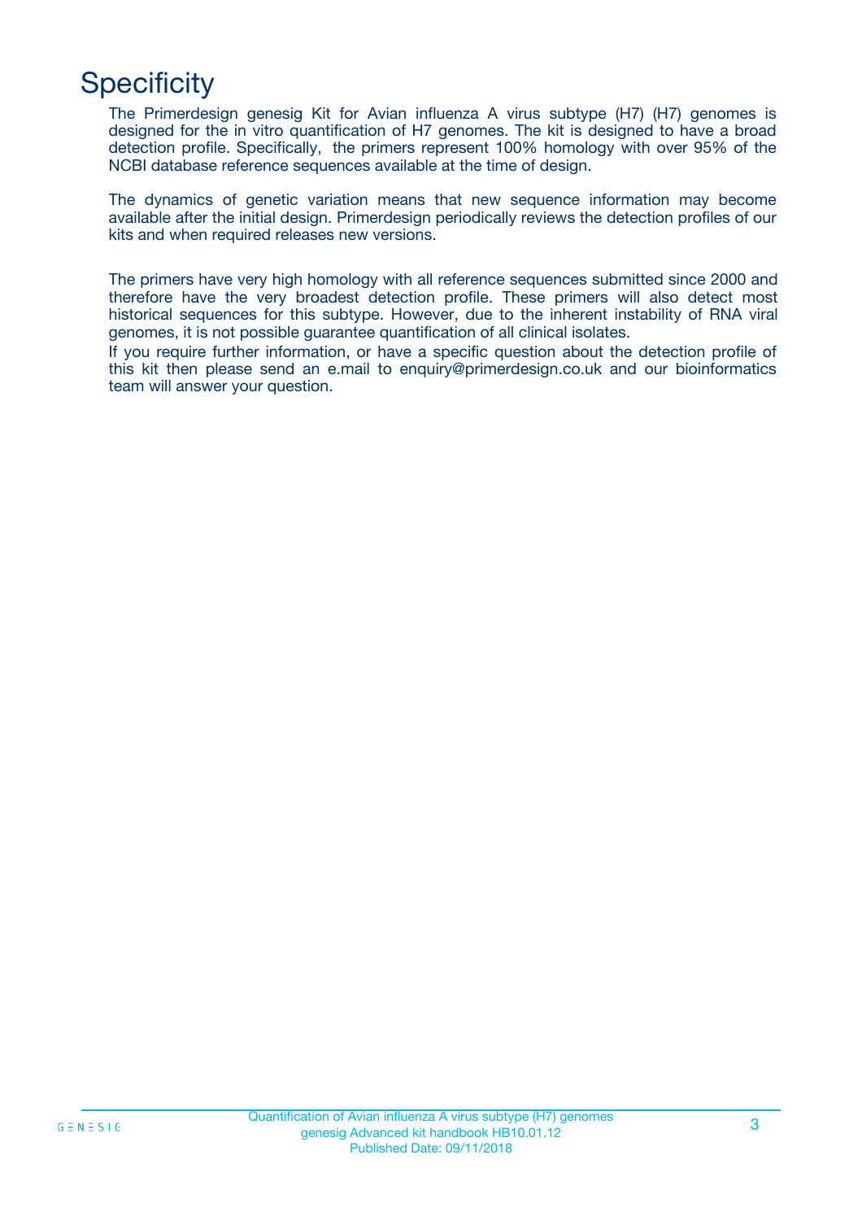# Specificity

The Primerdesign genesig Kit for Avian influenza A virus subtype (H7) (H7) genomes is designed for the in vitro quantification of H7 genomes. The kit is designed to have a broad detection profile. Specifically, the primers represent 100% homology with over 95% of the NCBI database reference sequences available at the time of design.

The dynamics of genetic variation means that new sequence information may become available after the initial design. Primerdesign periodically reviews the detection profiles of our kits and when required releases new versions.

The primers have very high homology with all reference sequences submitted since 2000 and therefore have the very broadest detection profile. These primers will also detect most historical sequences for this subtype. However, due to the inherent instability of RNA viral genomes, it is not possible guarantee quantification of all clinical isolates.
If you require further information, or have a specific question about the detection profile of this kit then please send an e.mail to enquiry@primerdesign.co.uk and our bioinformatics team will answer your question.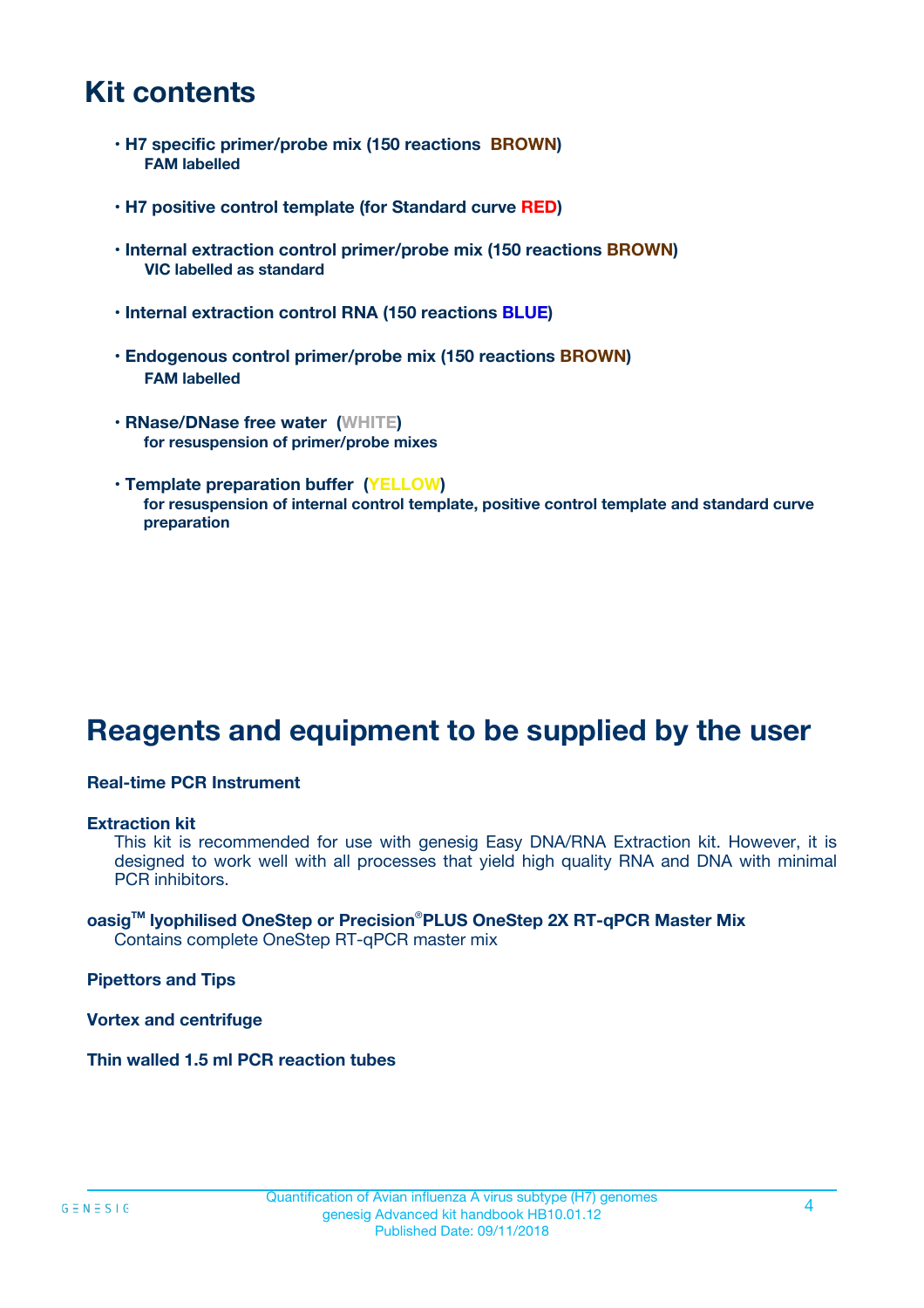# Kit contents

- **H7 specific primer/probe mix (150 reactions BROWN)**
  **FAM labelled**

- **H7 positive control template (for Standard curve RED)**

- **Internal extraction control primer/probe mix (150 reactions BROWN)**
  **VIC labelled as standard**

- **Internal extraction control RNA (150 reactions BLUE)**

- **Endogenous control primer/probe mix (150 reactions BROWN)**
  **FAM labelled**

- **RNase/DNase free water (WHITE)**
  **for resuspension of primer/probe mixes**

- **Template preparation buffer (YELLOW)**
  **for resuspension of internal control template, positive control template and standard curve preparation**

# Reagents and equipment to be supplied by the user

**Real-time PCR Instrument**

**Extraction kit**

This kit is recommended for use with genesig Easy DNA/RNA Extraction kit. However, it is designed to work well with all processes that yield high quality RNA and DNA with minimal PCR inhibitors.

**oasig™ lyophilised OneStep or Precision®PLUS OneStep 2X RT-qPCR Master Mix**

Contains complete OneStep RT-qPCR master mix

**Pipettors and Tips**

**Vortex and centrifuge**

**Thin walled 1.5 ml PCR reaction tubes**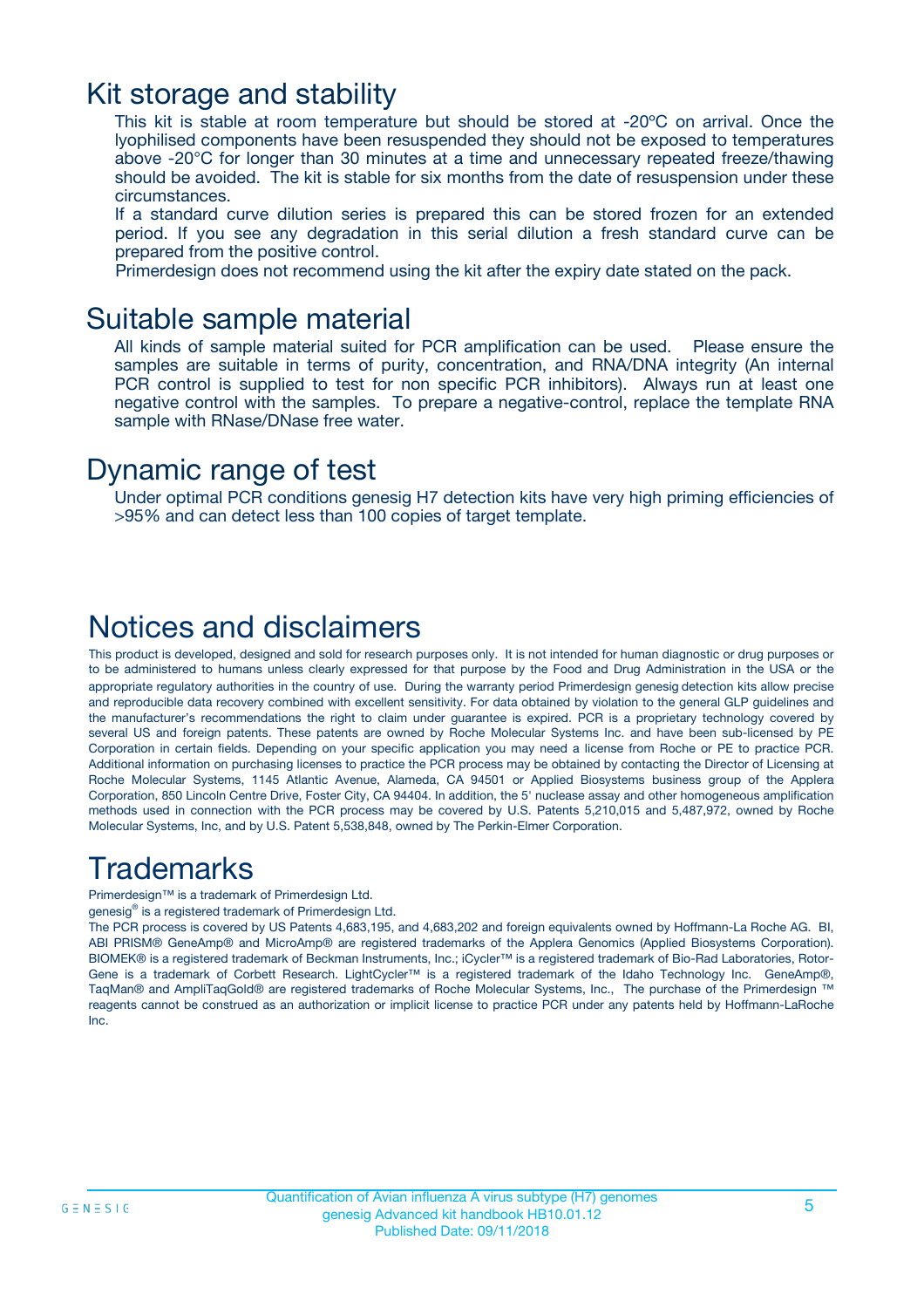## Kit storage and stability

This kit is stable at room temperature but should be stored at -20ºC on arrival. Once the lyophilised components have been resuspended they should not be exposed to temperatures above -20°C for longer than 30 minutes at a time and unnecessary repeated freeze/thawing should be avoided. The kit is stable for six months from the date of resuspension under these circumstances.

If a standard curve dilution series is prepared this can be stored frozen for an extended period. If you see any degradation in this serial dilution a fresh standard curve can be prepared from the positive control.

Primerdesign does not recommend using the kit after the expiry date stated on the pack.

## Suitable sample material

All kinds of sample material suited for PCR amplification can be used. Please ensure the samples are suitable in terms of purity, concentration, and RNA/DNA integrity (An internal PCR control is supplied to test for non specific PCR inhibitors). Always run at least one negative control with the samples. To prepare a negative-control, replace the template RNA sample with RNase/DNase free water.

## Dynamic range of test

Under optimal PCR conditions genesig H7 detection kits have very high priming efficiencies of >95% and can detect less than 100 copies of target template.

## Notices and disclaimers

This product is developed, designed and sold for research purposes only. It is not intended for human diagnostic or drug purposes or to be administered to humans unless clearly expressed for that purpose by the Food and Drug Administration in the USA or the appropriate regulatory authorities in the country of use. During the warranty period Primerdesign genesig detection kits allow precise and reproducible data recovery combined with excellent sensitivity. For data obtained by violation to the general GLP guidelines and the manufacturer's recommendations the right to claim under guarantee is expired. PCR is a proprietary technology covered by several US and foreign patents. These patents are owned by Roche Molecular Systems Inc. and have been sub-licensed by PE Corporation in certain fields. Depending on your specific application you may need a license from Roche or PE to practice PCR. Additional information on purchasing licenses to practice the PCR process may be obtained by contacting the Director of Licensing at Roche Molecular Systems, 1145 Atlantic Avenue, Alameda, CA 94501 or Applied Biosystems business group of the Applera Corporation, 850 Lincoln Centre Drive, Foster City, CA 94404. In addition, the 5' nuclease assay and other homogeneous amplification methods used in connection with the PCR process may be covered by U.S. Patents 5,210,015 and 5,487,972, owned by Roche Molecular Systems, Inc, and by U.S. Patent 5,538,848, owned by The Perkin-Elmer Corporation.

## Trademarks

Primerdesign™ is a trademark of Primerdesign Ltd.

genesig® is a registered trademark of Primerdesign Ltd.

The PCR process is covered by US Patents 4,683,195, and 4,683,202 and foreign equivalents owned by Hoffmann-La Roche AG. BI, ABI PRISM® GeneAmp® and MicroAmp® are registered trademarks of the Applera Genomics (Applied Biosystems Corporation). BIOMEK® is a registered trademark of Beckman Instruments, Inc.; iCycler™ is a registered trademark of Bio-Rad Laboratories, Rotor-Gene is a trademark of Corbett Research. LightCycler™ is a registered trademark of the Idaho Technology Inc. GeneAmp®, TaqMan® and AmpliTaqGold® are registered trademarks of Roche Molecular Systems, Inc., The purchase of the Primerdesign ™ reagents cannot be construed as an authorization or implicit license to practice PCR under any patents held by Hoffmann-LaRoche Inc.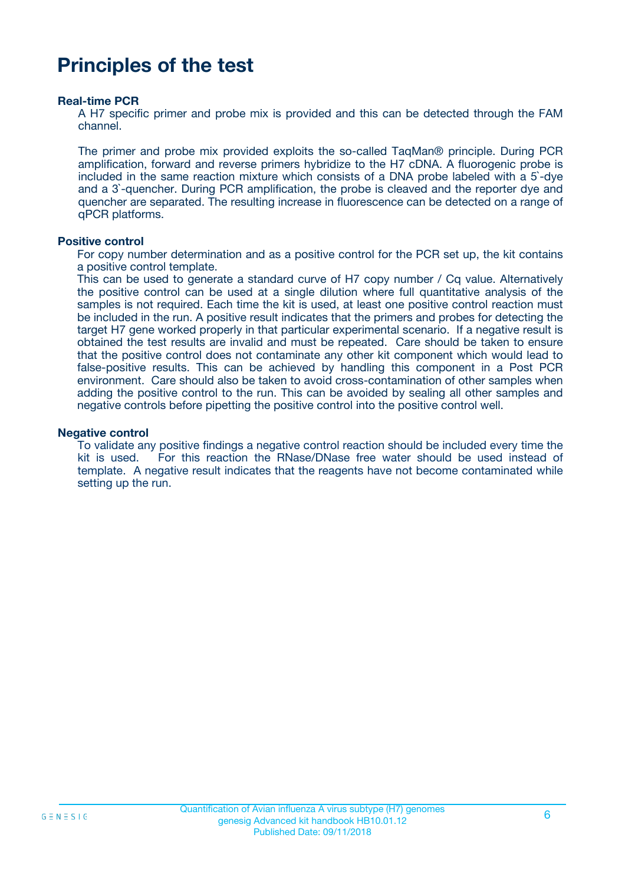# Principles of the test

### Real-time PCR

A H7 specific primer and probe mix is provided and this can be detected through the FAM channel.

The primer and probe mix provided exploits the so-called TaqMan® principle. During PCR amplification, forward and reverse primers hybridize to the H7 cDNA. A fluorogenic probe is included in the same reaction mixture which consists of a DNA probe labeled with a 5`-dye and a 3`-quencher. During PCR amplification, the probe is cleaved and the reporter dye and quencher are separated. The resulting increase in fluorescence can be detected on a range of qPCR platforms.

### Positive control

For copy number determination and as a positive control for the PCR set up, the kit contains a positive control template.
This can be used to generate a standard curve of H7 copy number / Cq value. Alternatively the positive control can be used at a single dilution where full quantitative analysis of the samples is not required. Each time the kit is used, at least one positive control reaction must be included in the run. A positive result indicates that the primers and probes for detecting the target H7 gene worked properly in that particular experimental scenario. If a negative result is obtained the test results are invalid and must be repeated. Care should be taken to ensure that the positive control does not contaminate any other kit component which would lead to false-positive results. This can be achieved by handling this component in a Post PCR environment. Care should also be taken to avoid cross-contamination of other samples when adding the positive control to the run. This can be avoided by sealing all other samples and negative controls before pipetting the positive control into the positive control well.

### Negative control

To validate any positive findings a negative control reaction should be included every time the kit is used. For this reaction the RNase/DNase free water should be used instead of template. A negative result indicates that the reagents have not become contaminated while setting up the run.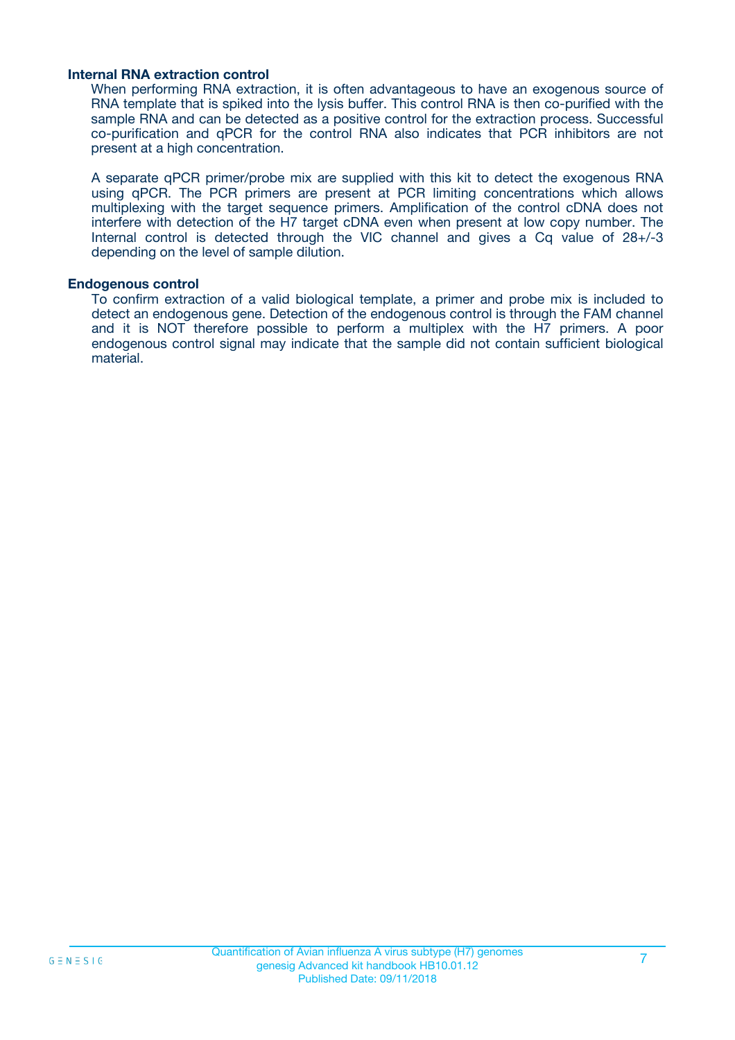### Internal RNA extraction control

When performing RNA extraction, it is often advantageous to have an exogenous source of RNA template that is spiked into the lysis buffer. This control RNA is then co-purified with the sample RNA and can be detected as a positive control for the extraction process. Successful co-purification and qPCR for the control RNA also indicates that PCR inhibitors are not present at a high concentration.

A separate qPCR primer/probe mix are supplied with this kit to detect the exogenous RNA using qPCR. The PCR primers are present at PCR limiting concentrations which allows multiplexing with the target sequence primers. Amplification of the control cDNA does not interfere with detection of the H7 target cDNA even when present at low copy number. The Internal control is detected through the VIC channel and gives a Cq value of 28+/-3 depending on the level of sample dilution.

### Endogenous control

To confirm extraction of a valid biological template, a primer and probe mix is included to detect an endogenous gene. Detection of the endogenous control is through the FAM channel and it is NOT therefore possible to perform a multiplex with the H7 primers. A poor endogenous control signal may indicate that the sample did not contain sufficient biological material.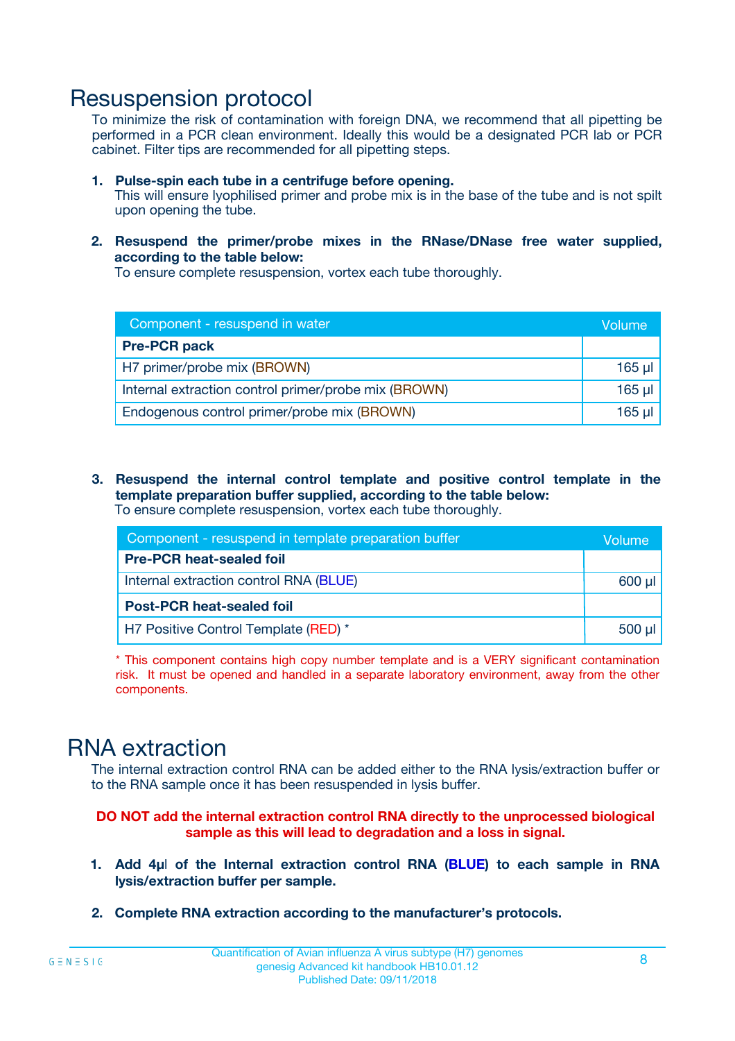# Resuspension protocol

To minimize the risk of contamination with foreign DNA, we recommend that all pipetting be performed in a PCR clean environment. Ideally this would be a designated PCR lab or PCR cabinet. Filter tips are recommended for all pipetting steps.

1. **Pulse-spin each tube in a centrifuge before opening.**
   This will ensure lyophilised primer and probe mix is in the base of the tube and is not spilt upon opening the tube.

2. **Resuspend the primer/probe mixes in the RNase/DNase free water supplied, according to the table below:**
   To ensure complete resuspension, vortex each tube thoroughly.

| Component - resuspend in water | Volume |
|---|---|
| **Pre-PCR pack** | |
| H7 primer/probe mix (BROWN) | 165 µl |
| Internal extraction control primer/probe mix (BROWN) | 165 µl |
| Endogenous control primer/probe mix (BROWN) | 165 µl |

3. **Resuspend the internal control template and positive control template in the template preparation buffer supplied, according to the table below:**
   To ensure complete resuspension, vortex each tube thoroughly.

| Component - resuspend in template preparation buffer | Volume |
|---|---|
| **Pre-PCR heat-sealed foil** | |
| Internal extraction control RNA (BLUE) | 600 µl |
| **Post-PCR heat-sealed foil** | |
| H7 Positive Control Template (RED) * | 500 µl |

\* This component contains high copy number template and is a VERY significant contamination risk. It must be opened and handled in a separate laboratory environment, away from the other components.

# RNA extraction

The internal extraction control RNA can be added either to the RNA lysis/extraction buffer or to the RNA sample once it has been resuspended in lysis buffer.

**DO NOT add the internal extraction control RNA directly to the unprocessed biological sample as this will lead to degradation and a loss in signal.**

1. **Add 4µl of the Internal extraction control RNA (BLUE) to each sample in RNA lysis/extraction buffer per sample.**

2. **Complete RNA extraction according to the manufacturer's protocols.**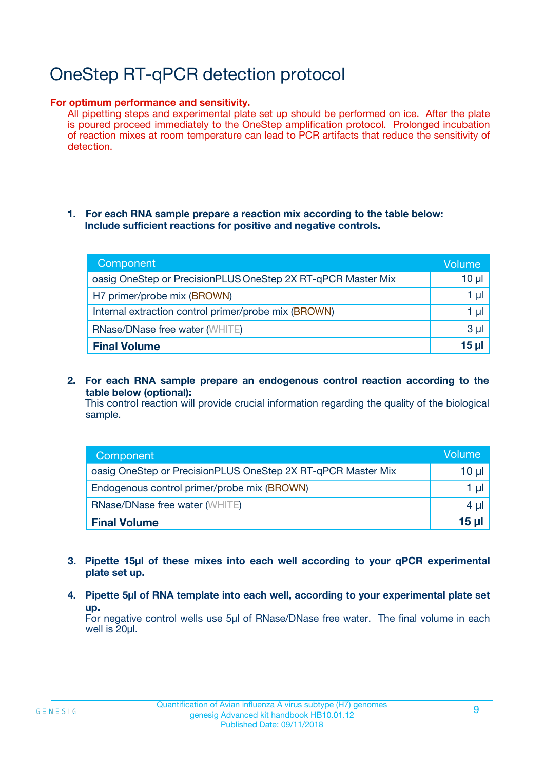# OneStep RT-qPCR detection protocol

**For optimum performance and sensitivity.**

All pipetting steps and experimental plate set up should be performed on ice. After the plate is poured proceed immediately to the OneStep amplification protocol. Prolonged incubation of reaction mixes at room temperature can lead to PCR artifacts that reduce the sensitivity of detection.

1. **For each RNA sample prepare a reaction mix according to the table below: Include sufficient reactions for positive and negative controls.**

| Component | Volume |
|---|---|
| oasig OneStep or PrecisionPLUS OneStep 2X RT-qPCR Master Mix | 10 µl |
| H7 primer/probe mix (BROWN) | 1 µl |
| Internal extraction control primer/probe mix (BROWN) | 1 µl |
| RNase/DNase free water (WHITE) | 3 µl |
| **Final Volume** | **15 µl** |

2. **For each RNA sample prepare an endogenous control reaction according to the table below (optional):**
   This control reaction will provide crucial information regarding the quality of the biological sample.

| Component | Volume |
|---|---|
| oasig OneStep or PrecisionPLUS OneStep 2X RT-qPCR Master Mix | 10 µl |
| Endogenous control primer/probe mix (BROWN) | 1 µl |
| RNase/DNase free water (WHITE) | 4 µl |
| **Final Volume** | **15 µl** |

3. **Pipette 15µl of these mixes into each well according to your qPCR experimental plate set up.**

4. **Pipette 5µl of RNA template into each well, according to your experimental plate set up.**
   For negative control wells use 5µl of RNase/DNase free water. The final volume in each well is 20µl.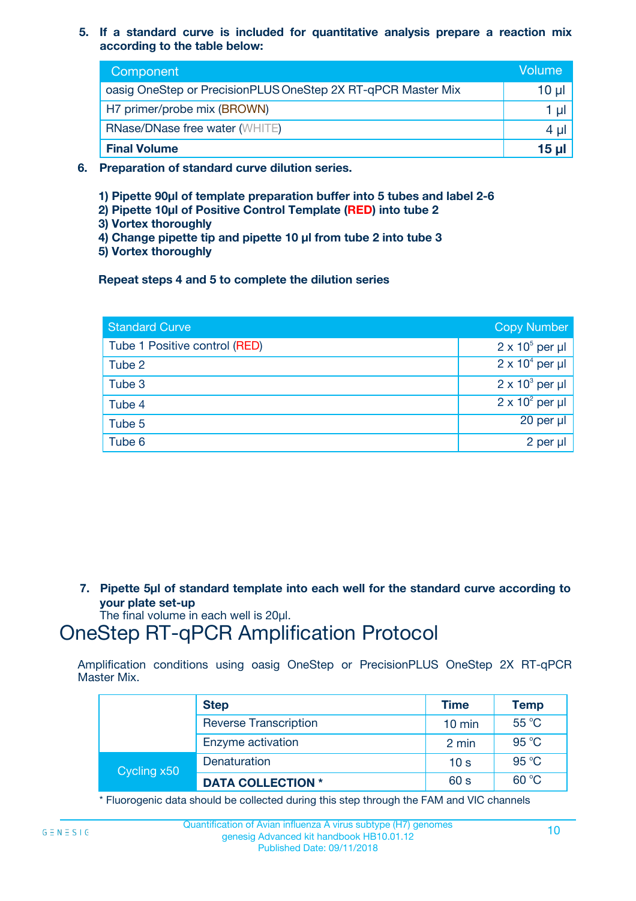5. **If a standard curve is included for quantitative analysis prepare a reaction mix according to the table below:**

| Component | Volume |
|---|---|
| oasig OneStep or PrecisionPLUS OneStep 2X RT-qPCR Master Mix | 10 µl |
| H7 primer/probe mix (BROWN) | 1 µl |
| RNase/DNase free water (WHITE) | 4 µl |
| **Final Volume** | **15 µl** |

6. **Preparation of standard curve dilution series.**

   **1) Pipette 90µl of template preparation buffer into 5 tubes and label 2-6**
   **2) Pipette 10µl of Positive Control Template (RED) into tube 2**
   **3) Vortex thoroughly**
   **4) Change pipette tip and pipette 10 µl from tube 2 into tube 3**
   **5) Vortex thoroughly**

   **Repeat steps 4 and 5 to complete the dilution series**

| Standard Curve | Copy Number |
|---|---|
| Tube 1 Positive control (RED) | $2 \times 10^5$ per µl |
| Tube 2 | $2 \times 10^4$ per µl |
| Tube 3 | $2 \times 10^3$ per µl |
| Tube 4 | $2 \times 10^2$ per µl |
| Tube 5 | 20 per µl |
| Tube 6 | 2 per µl |

7. **Pipette 5µl of standard template into each well for the standard curve according to your plate set-up**
   The final volume in each well is 20µl.

# OneStep RT-qPCR Amplification Protocol

Amplification conditions using oasig OneStep or PrecisionPLUS OneStep 2X RT-qPCR Master Mix.

| | Step | Time | Temp |
|---|---|---|---|
| | Reverse Transcription | 10 min | 55 °C |
| | Enzyme activation | 2 min | 95 °C |
| Cycling x50 | Denaturation | 10 s | 95 °C |
| | **DATA COLLECTION *** | 60 s | 60 °C |

* Fluorogenic data should be collected during this step through the FAM and VIC channels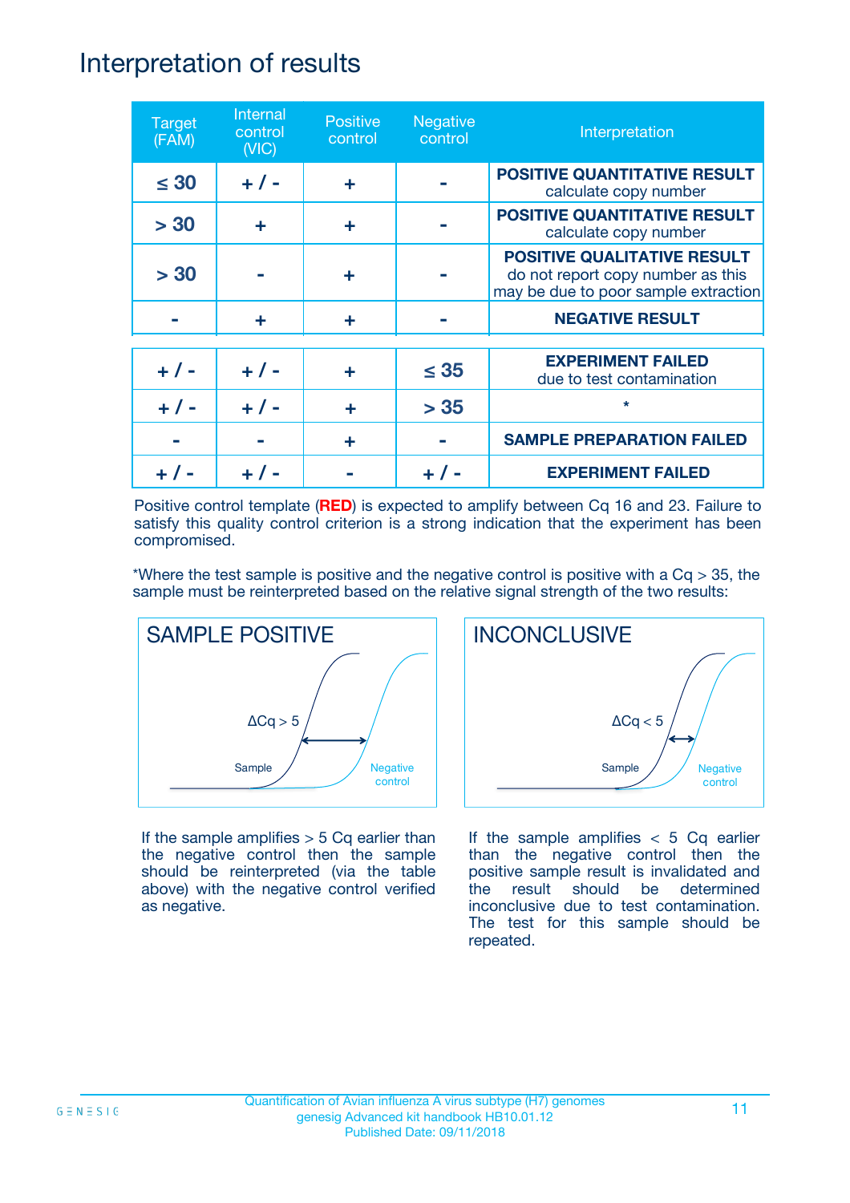# Interpretation of results

| Target (FAM) | Internal control (VIC) | Positive control | Negative control | Interpretation |
|---|---|---|---|---|
| ≤ 30 | + / - | + | - | **POSITIVE QUANTITATIVE RESULT** calculate copy number |
| > 30 | + | + | - | **POSITIVE QUANTITATIVE RESULT** calculate copy number |
| > 30 | - | + | - | **POSITIVE QUALITATIVE RESULT** do not report copy number as this may be due to poor sample extraction |
| - | + | + | - | **NEGATIVE RESULT** |
| + / - | + / - | + | ≤ 35 | **EXPERIMENT FAILED** due to test contamination |
| + / - | + / - | + | > 35 | * |
| - | - | + | - | **SAMPLE PREPARATION FAILED** |
| + / - | + / - | - | + / - | **EXPERIMENT FAILED** |

Positive control template (**RED**) is expected to amplify between Cq 16 and 23. Failure to satisfy this quality control criterion is a strong indication that the experiment has been compromised.

*Where the test sample is positive and the negative control is positive with a Cq > 35, the sample must be reinterpreted based on the relative signal strength of the two results:

**SAMPLE POSITIVE**

ΔCq > 5

Sample

Negative control

If the sample amplifies > 5 Cq earlier than the negative control then the sample should be reinterpreted (via the table above) with the negative control verified as negative.

**INCONCLUSIVE**

ΔCq < 5

Sample

Negative control

If the sample amplifies < 5 Cq earlier than the negative control then the positive sample result is invalidated and the result should be determined inconclusive due to test contamination. The test for this sample should be repeated.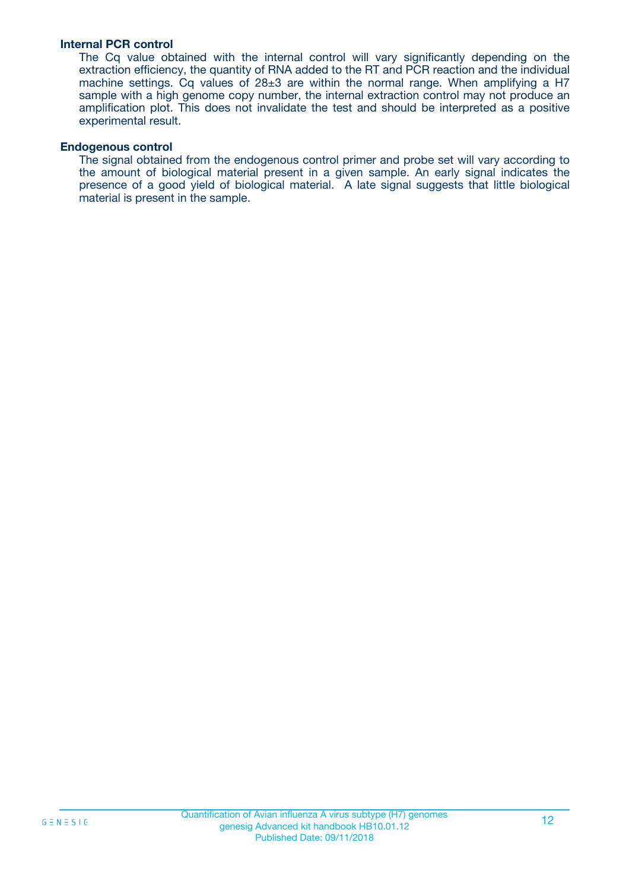### Internal PCR control

The Cq value obtained with the internal control will vary significantly depending on the extraction efficiency, the quantity of RNA added to the RT and PCR reaction and the individual machine settings. Cq values of 28±3 are within the normal range. When amplifying a H7 sample with a high genome copy number, the internal extraction control may not produce an amplification plot. This does not invalidate the test and should be interpreted as a positive experimental result.

### Endogenous control

The signal obtained from the endogenous control primer and probe set will vary according to the amount of biological material present in a given sample. An early signal indicates the presence of a good yield of biological material. A late signal suggests that little biological material is present in the sample.